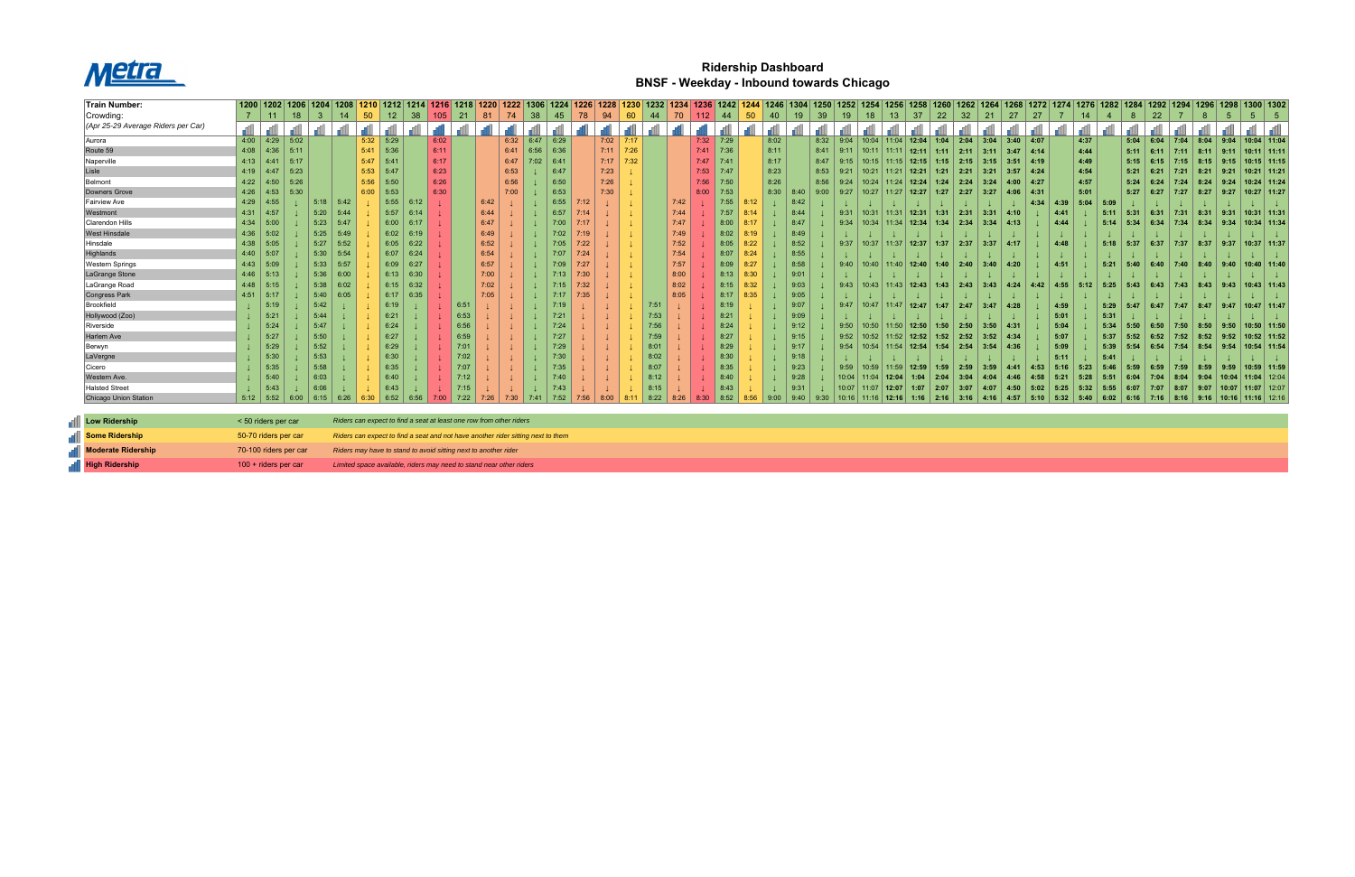# Metra

## Ridership Dashboard
## BNSF - Weekday - Inbound towards Chicago

| Train Number: | 1200 | 1202 | 1206 | 1204 | 1208 | 1210 | 1212 | 1214 | 1216 | 1218 | 1220 | 1222 | 1306 | 1224 | 1226 | 1228 | 1230 | 1232 | 1234 | 1236 | 1242 | 1244 | 1246 | 1304 | 1250 | 1252 | 1254 | 1256 | 1258 | 1260 | 1262 | 1264 | 1268 | 1272 | 1274 | 1276 | 1282 | 1284 | 1292 | 1294 | 1296 | 1298 | 1300 | 1302 |
|---|---|---|---|---|---|---|---|---|---|---|---|---|---|---|---|---|---|---|---|---|---|---|---|---|---|---|---|---|---|---|---|---|---|---|---|---|---|---|---|---|---|---|---|---|
| Crowding: (Apr 25-29 Average Riders per Car) | 7 | 11 | 18 | 3 | 14 | 50 | 12 | 38 | 105 | 21 | 81 | 74 | 38 | 45 | 78 | 94 | 60 | 44 | 70 | 112 | 44 | 50 | 40 | 19 | 39 | 19 | 18 | 13 | 37 | 22 | 32 | 21 | 27 | 27 | 7 | 14 | 4 | 8 | 22 | 7 | 8 | 5 | 5 | 5 |
| Aurora | 4:00 | 4:29 | 5:02 | | | 5:32 | 5:29 | | 6:02 | | | 6:32 | 6:47 | 6:29 | | 7:02 | 7:17 | | | 7:32 | 7:29 | | 8:02 | | 8:32 | 9:04 | 10:04 | 11:04 | 12:04 | 1:04 | 2:04 | 3:04 | 3:40 | 4:07 | | 4:37 | | 5:04 | 6:04 | 7:04 | 8:04 | 9:04 | 10:04 | 11:04 |
| Route 59 | 4:08 | 4:36 | 5:11 | | | 5:41 | 5:36 | | 6:11 | | | 6:41 | 6:56 | 6:36 | | 7:11 | 7:26 | | | 7:41 | 7:36 | | 8:11 | | 8:41 | 9:11 | 10:11 | 11:11 | 12:11 | 1:11 | 2:11 | 3:11 | 3:47 | 4:14 | | 4:44 | | 5:11 | 6:11 | 7:11 | 8:11 | 9:11 | 10:11 | 11:11 |
| Naperville | 4:13 | 4:41 | 5:17 | | | 5:47 | 5:41 | | 6:17 | | | 6:47 | 7:02 | 6:41 | | 7:17 | 7:32 | | | 7:47 | 7:41 | | 8:17 | | 8:47 | 9:15 | 10:15 | 11:15 | 12:15 | 1:15 | 2:15 | 3:15 | 3:51 | 4:19 | | 4:49 | | 5:15 | 6:15 | 7:15 | 8:15 | 9:15 | 10:15 | 11:15 |
| Lisle | 4:19 | 4:47 | 5:23 | | | 5:53 | 5:47 | | 6:23 | | | 6:53 | ↓ | 6:47 | | 7:23 | ↓ | | | 7:53 | 7:47 | | 8:23 | | 8:53 | 9:21 | 10:21 | 11:21 | 12:21 | 1:21 | 2:21 | 3:21 | 3:57 | 4:24 | | 4:54 | | 5:21 | 6:21 | 7:21 | 8:21 | 9:21 | 10:21 | 11:21 |
| Belmont | 4:22 | 4:50 | 5:26 | | | 5:56 | 5:50 | | 6:26 | | | 6:56 | ↓ | 6:50 | | 7:26 | ↓ | | | 7:56 | 7:50 | | 8:26 | | 8:56 | 9:24 | 10:24 | 11:24 | 12:24 | 1:24 | 2:24 | 3:24 | 4:00 | 4:27 | | 4:57 | | 5:24 | 6:24 | 7:24 | 8:24 | 9:24 | 10:24 | 11:24 |
| Downers Grove | 4:26 | 4:53 | 5:30 | | | 6:00 | 5:53 | | 6:30 | | | 7:00 | ↓ | 6:53 | | 7:30 | ↓ | | | 8:00 | 7:53 | | 8:30 | 8:40 | 9:00 | 9:27 | 10:27 | 11:27 | 12:27 | 1:27 | 2:27 | 3:27 | 4:06 | 4:31 | | 5:01 | | 5:27 | 6:27 | 7:27 | 8:27 | 9:27 | 10:27 | 11:27 |
| Fairview Ave | 4:29 | 4:55 | ↓ | 5:18 | 5:42 | ↓ | 5:55 | 6:12 | ↓ | | 6:42 | ↓ | ↓ | 6:55 | 7:12 | ↓ | ↓ | | 7:42 | ↓ | 7:55 | 8:12 | ↓ | 8:42 | ↓ | ↓ | ↓ | ↓ | ↓ | ↓ | ↓ | ↓ | ↓ | 4:34 | 4:39 | 5:04 | 5:09 | ↓ | ↓ | ↓ | ↓ | ↓ | ↓ | ↓ |
| Westmont | 4:31 | 4:57 | ↓ | 5:20 | 5:44 | ↓ | 5:57 | 6:14 | ↓ | | 6:44 | ↓ | ↓ | 6:57 | 7:14 | ↓ | ↓ | | 7:44 | ↓ | 7:57 | 8:14 | ↓ | 8:44 | ↓ | 9:31 | 10:31 | 11:31 | 12:31 | 1:31 | 2:31 | 3:31 | 4:10 | ↓ | 4:41 | ↓ | 5:11 | 5:31 | 6:31 | 7:31 | 8:31 | 9:31 | 10:31 | 11:31 |
| Clarendon Hills | 4:34 | 5:00 | ↓ | 5:23 | 5:47 | ↓ | 6:00 | 6:17 | ↓ | | 6:47 | ↓ | ↓ | 7:00 | 7:17 | ↓ | ↓ | | 7:47 | ↓ | 8:00 | 8:17 | ↓ | 8:47 | ↓ | 9:34 | 10:34 | 11:34 | 12:34 | 1:34 | 2:34 | 3:34 | 4:13 | ↓ | 4:44 | ↓ | 5:14 | 5:34 | 6:34 | 7:34 | 8:34 | 9:34 | 10:34 | 11:34 |
| West Hinsdale | 4:36 | 5:02 | ↓ | 5:25 | 5:49 | ↓ | 6:02 | 6:19 | ↓ | | 6:49 | ↓ | ↓ | 7:02 | 7:19 | ↓ | ↓ | | 7:49 | ↓ | 8:02 | 8:19 | ↓ | 8:49 | ↓ | ↓ | ↓ | ↓ | ↓ | ↓ | ↓ | ↓ | ↓ | ↓ | ↓ | ↓ | ↓ | ↓ | ↓ | ↓ | ↓ | ↓ | ↓ | ↓ |
| Hinsdale | 4:38 | 5:05 | ↓ | 5:27 | 5:52 | ↓ | 6:05 | 6:22 | ↓ | | 6:52 | ↓ | ↓ | 7:05 | 7:22 | ↓ | ↓ | | 7:52 | ↓ | 8:05 | 8:22 | ↓ | 8:52 | ↓ | 9:37 | 10:37 | 11:37 | 12:37 | 1:37 | 2:37 | 3:37 | 4:17 | ↓ | 4:48 | ↓ | 5:18 | 5:37 | 6:37 | 7:37 | 8:37 | 9:37 | 10:37 | 11:37 |
| Highlands | 4:40 | 5:07 | ↓ | 5:30 | 5:54 | ↓ | 6:07 | 6:24 | ↓ | | 6:54 | ↓ | ↓ | 7:07 | 7:24 | ↓ | ↓ | | 7:54 | ↓ | 8:07 | 8:24 | ↓ | 8:55 | ↓ | ↓ | ↓ | ↓ | ↓ | ↓ | ↓ | ↓ | ↓ | ↓ | ↓ | ↓ | ↓ | ↓ | ↓ | ↓ | ↓ | ↓ | ↓ | ↓ |
| Western Springs | 4:43 | 5:09 | ↓ | 5:33 | 5:57 | ↓ | 6:09 | 6:27 | ↓ | | 6:57 | ↓ | ↓ | 7:09 | 7:27 | ↓ | ↓ | | 7:57 | ↓ | 8:09 | 8:27 | ↓ | 8:58 | ↓ | 9:40 | 10:40 | 11:40 | 12:40 | 1:40 | 2:40 | 3:40 | 4:20 | ↓ | 4:51 | ↓ | 5:21 | 5:40 | 6:40 | 7:40 | 8:40 | 9:40 | 10:40 | 11:40 |
| LaGrange Stone | 4:46 | 5:13 | ↓ | 5:36 | 6:00 | ↓ | 6:13 | 6:30 | ↓ | | 7:00 | ↓ | ↓ | 7:13 | 7:30 | ↓ | ↓ | | 8:00 | ↓ | 8:13 | 8:30 | ↓ | 9:01 | ↓ | ↓ | ↓ | ↓ | ↓ | ↓ | ↓ | ↓ | ↓ | ↓ | ↓ | ↓ | ↓ | ↓ | ↓ | ↓ | ↓ | ↓ | ↓ | ↓ |
| LaGrange Road | 4:48 | 5:15 | ↓ | 5:38 | 6:02 | ↓ | 6:15 | 6:32 | ↓ | | 7:02 | ↓ | ↓ | 7:15 | 7:32 | ↓ | ↓ | | 8:02 | ↓ | 8:15 | 8:32 | ↓ | 9:03 | ↓ | 9:43 | 10:43 | 11:43 | 12:43 | 1:43 | 2:43 | 3:43 | 4:24 | 4:42 | 4:55 | 5:12 | 5:25 | 5:43 | 6:43 | 7:43 | 8:43 | 9:43 | 10:43 | 11:43 |
| Congress Park | 4:51 | 5:17 | ↓ | 5:40 | 6:05 | ↓ | 6:17 | 6:35 | ↓ | | 7:05 | ↓ | ↓ | 7:17 | 7:35 | ↓ | ↓ | | 8:05 | ↓ | 8:17 | 8:35 | ↓ | 9:05 | ↓ | ↓ | ↓ | ↓ | ↓ | ↓ | ↓ | ↓ | ↓ | ↓ | ↓ | ↓ | ↓ | ↓ | ↓ | ↓ | ↓ | ↓ | ↓ | ↓ |
| Brookfield | ↓ | 5:19 | ↓ | 5:42 | ↓ | ↓ | 6:19 | ↓ | ↓ | 6:51 | ↓ | ↓ | ↓ | 7:19 | ↓ | ↓ | ↓ | 7:51 | ↓ | ↓ | 8:19 | ↓ | ↓ | 9:07 | ↓ | 9:47 | 10:47 | 11:47 | 12:47 | 1:47 | 2:47 | 3:47 | 4:28 | ↓ | 4:59 | ↓ | 5:29 | 5:47 | 6:47 | 7:47 | 8:47 | 9:47 | 10:47 | 11:47 |
| Hollywood (Zoo) | ↓ | 5:21 | ↓ | 5:44 | ↓ | ↓ | 6:21 | ↓ | ↓ | 6:53 | ↓ | ↓ | ↓ | 7:21 | ↓ | ↓ | ↓ | 7:53 | ↓ | ↓ | 8:21 | ↓ | ↓ | 9:09 | ↓ | ↓ | ↓ | ↓ | ↓ | ↓ | ↓ | ↓ | ↓ | ↓ | 5:01 | ↓ | 5:31 | ↓ | ↓ | ↓ | ↓ | ↓ | ↓ | ↓ |
| Riverside | ↓ | 5:24 | ↓ | 5:47 | ↓ | ↓ | 6:24 | ↓ | ↓ | 6:56 | ↓ | ↓ | ↓ | 7:24 | ↓ | ↓ | ↓ | 7:56 | ↓ | ↓ | 8:24 | ↓ | ↓ | 9:12 | ↓ | 9:50 | 10:50 | 11:50 | 12:50 | 1:50 | 2:50 | 3:50 | 4:31 | ↓ | 5:04 | ↓ | 5:34 | 5:50 | 6:50 | 7:50 | 8:50 | 9:50 | 10:50 | 11:50 |
| Harlem Ave | ↓ | 5:27 | ↓ | 5:50 | ↓ | ↓ | 6:27 | ↓ | ↓ | 6:59 | ↓ | ↓ | ↓ | 7:27 | ↓ | ↓ | ↓ | 7:59 | ↓ | ↓ | 8:27 | ↓ | ↓ | 9:15 | ↓ | 9:52 | 10:52 | 11:52 | 12:52 | 1:52 | 2:52 | 3:52 | 4:34 | ↓ | 5:07 | ↓ | 5:37 | 5:52 | 6:52 | 7:52 | 8:52 | 9:52 | 10:52 | 11:52 |
| Berwyn | ↓ | 5:29 | ↓ | 5:52 | ↓ | ↓ | 6:29 | ↓ | ↓ | 7:01 | ↓ | ↓ | ↓ | 7:29 | ↓ | ↓ | ↓ | 8:01 | ↓ | ↓ | 8:29 | ↓ | ↓ | 9:17 | ↓ | 9:54 | 10:54 | 11:54 | 12:54 | 1:54 | 2:54 | 3:54 | 4:36 | ↓ | 5:09 | ↓ | 5:39 | 5:54 | 6:54 | 7:54 | 8:54 | 9:54 | 10:54 | 11:54 |
| LaVergne | ↓ | 5:30 | ↓ | 5:53 | ↓ | ↓ | 6:30 | ↓ | ↓ | 7:02 | ↓ | ↓ | ↓ | 7:30 | ↓ | ↓ | ↓ | 8:02 | ↓ | ↓ | 8:30 | ↓ | ↓ | 9:18 | ↓ | ↓ | ↓ | ↓ | ↓ | ↓ | ↓ | ↓ | ↓ | ↓ | 5:11 | ↓ | 5:41 | ↓ | ↓ | ↓ | ↓ | ↓ | ↓ | ↓ |
| Cicero | ↓ | 5:35 | ↓ | 5:58 | ↓ | ↓ | 6:35 | ↓ | ↓ | 7:07 | ↓ | ↓ | ↓ | 7:35 | ↓ | ↓ | ↓ | 8:07 | ↓ | ↓ | 8:35 | ↓ | ↓ | 9:23 | ↓ | 9:59 | 10:59 | 11:59 | 12:59 | 1:59 | 2:59 | 3:59 | 4:41 | 4:53 | 5:16 | 5:23 | 5:46 | 5:59 | 6:59 | 7:59 | 8:59 | 9:59 | 10:59 | 11:59 |
| Western Ave. | ↓ | 5:40 | ↓ | 6:03 | ↓ | ↓ | 6:40 | ↓ | ↓ | 7:12 | ↓ | ↓ | ↓ | 7:40 | ↓ | ↓ | ↓ | 8:12 | ↓ | ↓ | 8:40 | ↓ | ↓ | 9:28 | ↓ | 10:04 | 11:04 | 12:04 | 1:04 | 2:04 | 3:04 | 4:04 | 4:46 | 4:58 | 5:21 | 5:28 | 5:51 | 6:04 | 7:04 | 8:04 | 9:04 | 10:04 | 11:04 | 12:04 |
| Halsted Street | ↓ | 5:43 | ↓ | 6:06 | ↓ | ↓ | 6:43 | ↓ | ↓ | 7:15 | ↓ | ↓ | ↓ | 7:43 | ↓ | ↓ | ↓ | 8:15 | ↓ | ↓ | 8:43 | ↓ | ↓ | 9:31 | ↓ | 10:07 | 11:07 | 12:07 | 1:07 | 2:07 | 3:07 | 4:07 | 4:50 | 5:02 | 5:25 | 5:32 | 5:55 | 6:07 | 7:07 | 8:07 | 9:07 | 10:07 | 11:07 | 12:07 |
| Chicago Union Station | 5:12 | 5:52 | 6:00 | 6:15 | 6:26 | 6:30 | 6:52 | 6:56 | 7:00 | 7:22 | 7:26 | 7:30 | 7:41 | 7:52 | 7:56 | 8:00 | 8:11 | 8:22 | 8:26 | 8:30 | 8:52 | 8:56 | 9:00 | 9:40 | 9:30 | 10:16 | 11:16 | 12:16 | 1:16 | 2:16 | 3:16 | 4:16 | 4:57 | 5:10 | 5:32 | 5:40 | 6:02 | 6:16 | 7:16 | 8:16 | 9:16 | 10:16 | 11:16 | 12:16 |

| Ridership Level | Riders per Car | Description |
|---|---|---|
| **Low Ridership** | < 50 riders per car | *Riders can expect to find a seat at least one row from other riders* |
| **Some Ridership** | 50-70 riders per car | *Riders can expect to find a seat and not have another rider sitting next to them* |
| **Moderate Ridership** | 70-100 riders per car | *Riders may have to stand to avoid sitting next to another rider* |
| **High Ridership** | 100 + riders per car | *Limited space available, riders may need to stand near other riders* |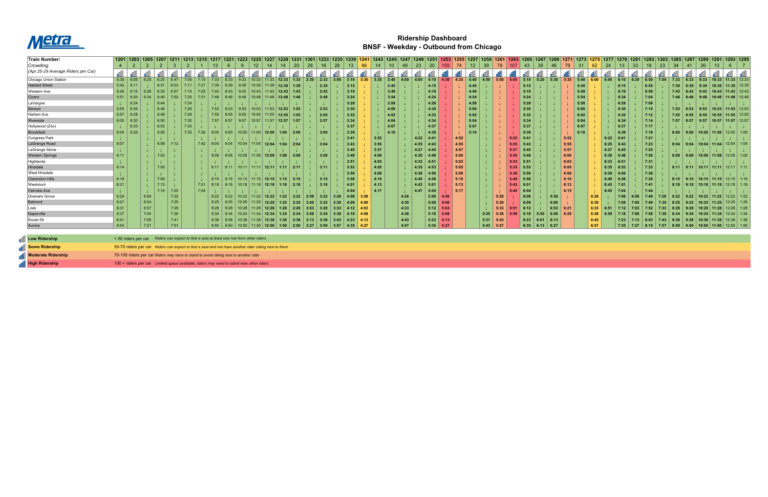# Ridership Dashboard

## BNSF - Weekday - Outbound from Chicago

| Train Number: | 1201 | 1203 | 1205 | 1207 | 1211 | 1213 | 1215 | 1217 | 1221 | 1223 | 1225 | 1227 | 1229 | 1231 | 1301 | 1233 | 1235 | 1239 | 1241 | 1243 | 1245 | 1247 | 1249 | 1251 | 1253 | 1255 | 1257 | 1259 | 1261 | 1263 | 1265 | 1267 | 1269 | 1271 | 1273 | 1275 | 1277 | 1279 | 1281 | 1283 | 1303 | 1285 | 1287 | 1289 | 1291 | 1293 | 1295 |
|---|---|---|---|---|---|---|---|---|---|---|---|---|---|---|---|---|---|---|---|---|---|---|---|---|---|---|---|---|---|---|---|---|---|---|---|---|---|---|---|---|---|---|---|---|---|---|---|
| Crowding: (Apr 25-29 Average Riders per Car) | 4 | 2 | 2 | 2 | 3 | 2 | 1 | 13 | 6 | 9 | 12 | 14 | 14 | 20 | 28 | 16 | 28 | 13 | 66 | 14 | 10 | 49 | 23 | 20 | 155 | 74 | 12 | 39 | 78 | 107 | 43 | 39 | 46 | 79 | 31 | 62 | 24 | 13 | 33 | 18 | 23 | 34 | 41 | 26 | 13 | 6 | 7 |
| Chicago Union Station | 5:35 | 6:05 | 6:20 | 6:25 | 6:47 | 7:05 | 7:15 | 7:33 | 8:33 | 9:33 | 10:33 | 11:33 | 12:33 | 1:33 | 2:30 | 2:33 | 3:00 | 3:10 | 3:30 | 3:35 | 3:40 | 4:00 | 4:05 | 4:10 | 4:30 | 4:35 | 4:40 | 4:50 | 5:00 | 5:05 | 5:10 | 5:20 | 5:30 | 5:35 | 5:40 | 6:00 | 6:05 | 6:10 | 6:30 | 6:50 | 7:00 | 7:33 | 8:33 | 9:33 | 10:33 | 11:33 | 12:33 |
| Halsted Street | 5:42 | 6:11 | ↓ | 6:31 | 6:53 | 7:11 | 7:21 | 7:39 | 8:39 | 9:39 | 10:39 | 11:39 | 12:39 | 1:39 | ↓ | 2:39 | ↓ | 3:15 | ↓ | ↓ | 3:45 | ↓ | ↓ | 4:15 | ↓ | ↓ | 4:45 | ↓ | ↓ | ↓ | 5:15 | ↓ | ↓ | ↓ | 5:45 | ↓ | ↓ | 6:15 | ↓ | 6:55 | ↓ | 7:39 | 8:39 | 9:39 | 10:39 | 11:39 | 12:39 |
| Western Ave | 5:46 | 6:15 | 6:28 | 6:35 | 6:57 | 7:15 | 7:25 | 7:43 | 8:43 | 9:43 | 10:43 | 11:43 | 12:43 | 1:43 | ↓ | 2:43 | ↓ | 3:19 | ↓ | ↓ | 3:49 | ↓ | ↓ | 4:19 | ↓ | ↓ | 4:49 | ↓ | ↓ | ↓ | 5:19 | ↓ | ↓ | ↓ | 5:49 | ↓ | ↓ | 6:19 | ↓ | 6:59 | ↓ | 7:43 | 8:43 | 9:43 | 10:43 | 11:43 | 12:43 |
| Cicero | 5:51 | 6:20 | 6:34 | 6:40 | 7:03 | 7:20 | 7:31 | 7:48 | 8:48 | 9:48 | 10:48 | 11:48 | 12:48 | 1:48 | ↓ | 2:48 | ↓ | 3:24 | ↓ | ↓ | 3:54 | ↓ | ↓ | 4:24 | ↓ | ↓ | 4:54 | ↓ | ↓ | ↓ | 5:24 | ↓ | ↓ | ↓ | 5:54 | ↓ | ↓ | 6:24 | ↓ | 7:04 | ↓ | 7:48 | 8:48 | 9:48 | 10:48 | 11:48 | 12:48 |
| LaVergne | ↓ | 6:24 | ↓ | 6:44 | ↓ | 7:24 | ↓ | ↓ | ↓ | ↓ | ↓ | ↓ | ↓ | ↓ | ↓ | ↓ | ↓ | 3:28 | ↓ | ↓ | 3:58 | ↓ | ↓ | 4:28 | ↓ | ↓ | 4:58 | ↓ | ↓ | ↓ | 5:28 | ↓ | ↓ | ↓ | 5:58 | ↓ | ↓ | 6:28 | ↓ | 7:08 | ↓ | ↓ | ↓ | ↓ | ↓ | ↓ | ↓ |
| Berwyn | 5:55 | 6:26 | ↓ | 6:46 | ↓ | 7:26 | ↓ | 7:53 | 8:53 | 9:53 | 10:53 | 11:53 | 12:53 | 1:53 | ↓ | 2:53 | ↓ | 3:30 | ↓ | ↓ | 4:00 | ↓ | ↓ | 4:30 | ↓ | ↓ | 5:00 | ↓ | ↓ | ↓ | 5:30 | ↓ | ↓ | ↓ | 6:00 | ↓ | ↓ | 6:30 | ↓ | 7:10 | ↓ | 7:53 | 8:53 | 9:53 | 10:53 | 11:53 | 12:53 |
| Harlem Ave | 5:57 | 6:28 | ↓ | 6:48 | ↓ | 7:28 | ↓ | 7:55 | 8:55 | 9:55 | 10:55 | 11:55 | 12:55 | 1:55 | ↓ | 2:55 | ↓ | 3:32 | ↓ | ↓ | 4:02 | ↓ | ↓ | 4:32 | ↓ | ↓ | 5:02 | ↓ | ↓ | ↓ | 5:32 | ↓ | ↓ | ↓ | 6:02 | ↓ | ↓ | 6:32 | ↓ | 7:12 | ↓ | 7:55 | 8:55 | 9:55 | 10:55 | 11:55 | 12:55 |
| Riverside | 6:00 | 6:30 | ↓ | 6:50 | ↓ | 7:30 | ↓ | 7:57 | 8:57 | 9:57 | 10:57 | 11:57 | 12:57 | 1:57 | ↓ | 2:57 | ↓ | 3:34 | ↓ | ↓ | 4:04 | ↓ | ↓ | 4:34 | ↓ | ↓ | 5:04 | ↓ | ↓ | ↓ | 5:34 | ↓ | ↓ | ↓ | 6:04 | ↓ | ↓ | 6:34 | ↓ | 7:14 | ↓ | 7:57 | 8:57 | 9:57 | 10:57 | 11:57 | 12:57 |
| Hollywood (Zoo) | ↓ | 6:33 | ↓ | 6:53 | ↓ | 7:33 | ↓ | ↓ | ↓ | ↓ | ↓ | ↓ | ↓ | ↓ | ↓ | ↓ | ↓ | 3:37 | ↓ | ↓ | 4:07 | ↓ | ↓ | 4:37 | ↓ | ↓ | 5:07 | ↓ | ↓ | ↓ | 5:37 | ↓ | ↓ | ↓ | 6:07 | ↓ | ↓ | 6:37 | ↓ | 7:17 | ↓ | ↓ | ↓ | ↓ | ↓ | ↓ | ↓ |
| Brookfield | 6:04 | 6:35 | ↓ | 6:55 | ↓ | 7:35 | 7:38 | 8:00 | 9:00 | 10:00 | 11:00 | 12:00 | 1:00 | 2:00 | ↓ | 3:00 | ↓ | 3:39 | ↓ | ↓ | 4:10 | ↓ | ↓ | 4:39 | ↓ | ↓ | 5:10 | ↓ | ↓ | ↓ | 5:39 | ↓ | ↓ | ↓ | 6:10 | ↓ | ↓ | 6:39 | ↓ | 7:19 | ↓ | 8:00 | 9:00 | 10:00 | 11:00 | 12:00 | 1:00 |
| Congress Park | ↓ | | ↓ | ↓ | ↓ | | ↓ | ↓ | ↓ | ↓ | ↓ | ↓ | ↓ | ↓ | ↓ | ↓ | ↓ | 3:41 | ↓ | 3:52 | | ↓ | 4:22 | 4:41 | ↓ | 4:52 | | ↓ | ↓ | 5:22 | 5:41 | ↓ | ↓ | 5:52 | | ↓ | 6:22 | 6:41 | ↓ | 7:21 | ↓ | ↓ | ↓ | ↓ | ↓ | ↓ | ↓ |
| LaGrange Road | 6:07 | | ↓ | 6:58 | 7:12 | | 7:42 | 8:04 | 9:04 | 10:04 | 11:04 | 12:04 | 1:04 | 2:04 | ↓ | 3:04 | ↓ | 3:43 | ↓ | 3:55 | | ↓ | 4:25 | 4:43 | ↓ | 4:55 | | ↓ | ↓ | 5:25 | 5:43 | ↓ | ↓ | 5:55 | | ↓ | 6:25 | 6:43 | ↓ | 7:23 | ↓ | 8:04 | 9:04 | 10:04 | 11:04 | 12:04 | 1:04 |
| LaGrange Stone | ↓ | | ↓ | ↓ | ↓ | | ↓ | ↓ | ↓ | ↓ | ↓ | ↓ | ↓ | ↓ | ↓ | ↓ | ↓ | 3:45 | ↓ | 3:57 | | ↓ | 4:27 | 4:45 | ↓ | 4:57 | | ↓ | ↓ | 5:27 | 5:45 | ↓ | ↓ | 5:57 | | ↓ | 6:27 | 6:45 | ↓ | 7:25 | ↓ | ↓ | ↓ | ↓ | ↓ | ↓ | ↓ |
| Western Springs | 6:11 | | ↓ | 7:02 | ↓ | | ↓ | 8:08 | 9:08 | 10:08 | 11:08 | 12:08 | 1:08 | 2:08 | ↓ | 3:08 | ↓ | 3:48 | ↓ | 4:00 | | ↓ | 4:30 | 4:48 | ↓ | 5:00 | | ↓ | ↓ | 5:30 | 5:48 | ↓ | ↓ | 6:00 | | ↓ | 6:30 | 6:48 | ↓ | 7:28 | ↓ | 8:08 | 9:08 | 10:08 | 11:08 | 12:08 | 1:08 |
| Highlands | ↓ | | ↓ | ↓ | ↓ | | ↓ | ↓ | ↓ | ↓ | ↓ | ↓ | ↓ | ↓ | ↓ | ↓ | ↓ | 3:51 | ↓ | 4:03 | | ↓ | 4:33 | 4:51 | ↓ | 5:03 | | ↓ | ↓ | 5:33 | 5:51 | ↓ | ↓ | 6:03 | | ↓ | 6:33 | 6:51 | ↓ | 7:31 | ↓ | ↓ | ↓ | ↓ | ↓ | ↓ | ↓ |
| Hinsdale | 6:14 | | ↓ | 7:05 | ↓ | | ↓ | 8:11 | 9:11 | 10:11 | 11:11 | 12:11 | 1:11 | 2:11 | ↓ | 3:11 | ↓ | 3:53 | ↓ | 4:05 | | ↓ | 4:35 | 4:53 | ↓ | 5:05 | | ↓ | ↓ | 5:35 | 5:53 | ↓ | ↓ | 6:05 | | ↓ | 6:35 | 6:53 | ↓ | 7:33 | ↓ | 8:11 | 9:11 | 10:11 | 11:11 | 12:11 | 1:11 |
| West Hinsdale | ↓ | | ↓ | ↓ | ↓ | | ↓ | ↓ | ↓ | ↓ | ↓ | ↓ | ↓ | ↓ | ↓ | ↓ | ↓ | 3:56 | ↓ | 4:08 | | ↓ | 4:38 | 4:56 | ↓ | 5:08 | | ↓ | ↓ | 5:38 | 5:56 | ↓ | ↓ | 6:08 | | ↓ | 6:38 | 6:56 | ↓ | 7:36 | ↓ | ↓ | ↓ | ↓ | ↓ | ↓ | ↓ |
| Clarendon Hills | 6:18 | | ↓ | 7:09 | ↓ | | 7:51 | 8:15 | 9:15 | 10:15 | 11:15 | 12:15 | 1:15 | 2:15 | ↓ | 3:15 | ↓ | 3:58 | ↓ | 4:10 | | ↓ | 4:40 | 4:58 | ↓ | 5:10 | | ↓ | ↓ | 5:40 | 5:58 | ↓ | ↓ | 6:10 | | ↓ | 6:40 | 6:58 | ↓ | 7:38 | ↓ | 8:15 | 9:15 | 10:15 | 11:15 | 12:15 | 1:15 |
| Westmont | 6:21 | | ↓ | 7:13 | ↓ | | ↓ | 8:18 | 9:18 | 10:18 | 11:18 | 12:18 | 1:18 | 2:18 | ↓ | 3:18 | ↓ | 4:01 | ↓ | 4:13 | | ↓ | 4:43 | 5:01 | ↓ | 5:13 | | ↓ | ↓ | 5:43 | 6:01 | ↓ | ↓ | 6:13 | | ↓ | 6:43 | 7:01 | ↓ | 7:41 | ↓ | 8:18 | 9:18 | 10:18 | 11:18 | 12:18 | 1:18 |
| Fairview Ave | ↓ | | ↓ | 7:16 | 7:20 | | 7:54 | ↓ | ↓ | ↓ | ↓ | ↓ | ↓ | ↓ | ↓ | ↓ | ↓ | 4:04 | ↓ | 4:17 | | ↓ | 4:47 | 5:04 | ↓ | 5:17 | | ↓ | ↓ | 5:45 | 6:04 | ↓ | ↓ | 6:15 | | ↓ | 6:45 | 7:04 | ↓ | 7:44 | ↓ | ↓ | ↓ | ↓ | ↓ | ↓ | ↓ |
| Downers Grove | 6:24 | | 6:50 | | 7:22 | | | 8:22 | 9:22 | 10:22 | 11:22 | 12:22 | 1:22 | 2:22 | 2:56 | 3:22 | 3:26 | 4:06 | 3:56 | | | 4:26 | | 5:06 | 4:56 | | | ↓ | 5:26 | ↓ | 6:06 | ↓ | 5:56 | ↓ | | 6:26 | ↓ | 7:06 | 6:56 | 7:46 | 7:26 | 8:22 | 9:22 | 10:22 | 11:22 | 12:22 | 1:22 |
| Belmont | 6:27 | | 6:54 | | 7:25 | | | 8:25 | 9:25 | 10:25 | 11:25 | 12:25 | 1:25 | 2:25 | 3:00 | 3:25 | 3:30 | 4:09 | 4:00 | | | 4:30 | | 5:09 | 5:00 | | | ↓ | 5:30 | ↓ | 6:09 | ↓ | 6:00 | ↓ | | 6:30 | ↓ | 7:09 | 7:00 | 7:49 | 7:30 | 8:25 | 9:25 | 10:25 | 11:25 | 12:25 | 1:25 |
| Lisle | 6:31 | | 6:57 | | 7:29 | | | 8:28 | 9:28 | 10:28 | 11:28 | 12:28 | 1:28 | 2:28 | 3:03 | 3:28 | 3:33 | 4:12 | 4:03 | | | 4:33 | | 5:12 | 5:03 | | | ↓ | 5:33 | 5:51 | 6:12 | ↓ | 6:03 | 6:21 | | 6:33 | 6:51 | 7:12 | 7:03 | 7:52 | 7:33 | 8:28 | 9:28 | 10:28 | 11:28 | 12:28 | 1:28 |
| Naperville | 6:37 | | 7:04 | | 7:36 | | | 8:34 | 9:34 | 10:34 | 11:34 | 12:34 | 1:34 | 2:34 | 3:08 | 3:34 | 3:38 | 4:18 | 4:08 | | | 4:38 | | 5:18 | 5:08 | | | 5:25 | 5:38 | 5:59 | 6:18 | 5:55 | 6:08 | 6:29 | | 6:38 | 6:59 | 7:18 | 7:08 | 7:58 | 7:38 | 8:34 | 9:34 | 10:34 | 11:34 | 12:34 | 1:34 |
| Route 59 | 6:41 | | 7:09 | | 7:41 | | | 8:38 | 9:38 | 10:38 | 11:38 | 12:38 | 1:38 | 2:38 | 3:13 | 3:38 | 3:43 | 4:23 | 4:13 | | | 4:43 | | 5:23 | 5:13 | | | 5:31 | 5:43 | | 6:23 | 6:01 | 6:13 | | | 6:43 | | 7:23 | 7:13 | 8:03 | 7:43 | 8:38 | 9:38 | 10:38 | 11:38 | 12:38 | 1:38 |
| Aurora | 6:54 | | 7:21 | | 7:51 | | | 8:50 | 9:50 | 10:50 | 11:50 | 12:50 | 1:50 | 2:50 | 3:27 | 3:50 | 3:57 | 4:35 | 4:27 | | | 4:57 | | 5:35 | 5:27 | | | 5:43 | 5:57 | | 6:35 | 6:13 | 6:27 | | | 6:57 | | 7:35 | 7:27 | 8:15 | 7:57 | 8:50 | 9:50 | 10:50 | 11:50 | 12:50 | 1:50 |

| | | |
|---|---|---|
| **Low Ridership** | < 50 riders per car | *Riders can expect to find a seat at least one row from other riders* |
| **Some Ridership** | 50-70 riders per car | *Riders can expect to find a seat and not have another rider sitting next to them* |
| **Moderate Ridership** | 70-100 riders per car | *Riders may have to stand to avoid sitting next to another rider* |
| **High Ridership** | 100 + riders per car | *Limited space available, riders may need to stand near other riders* |